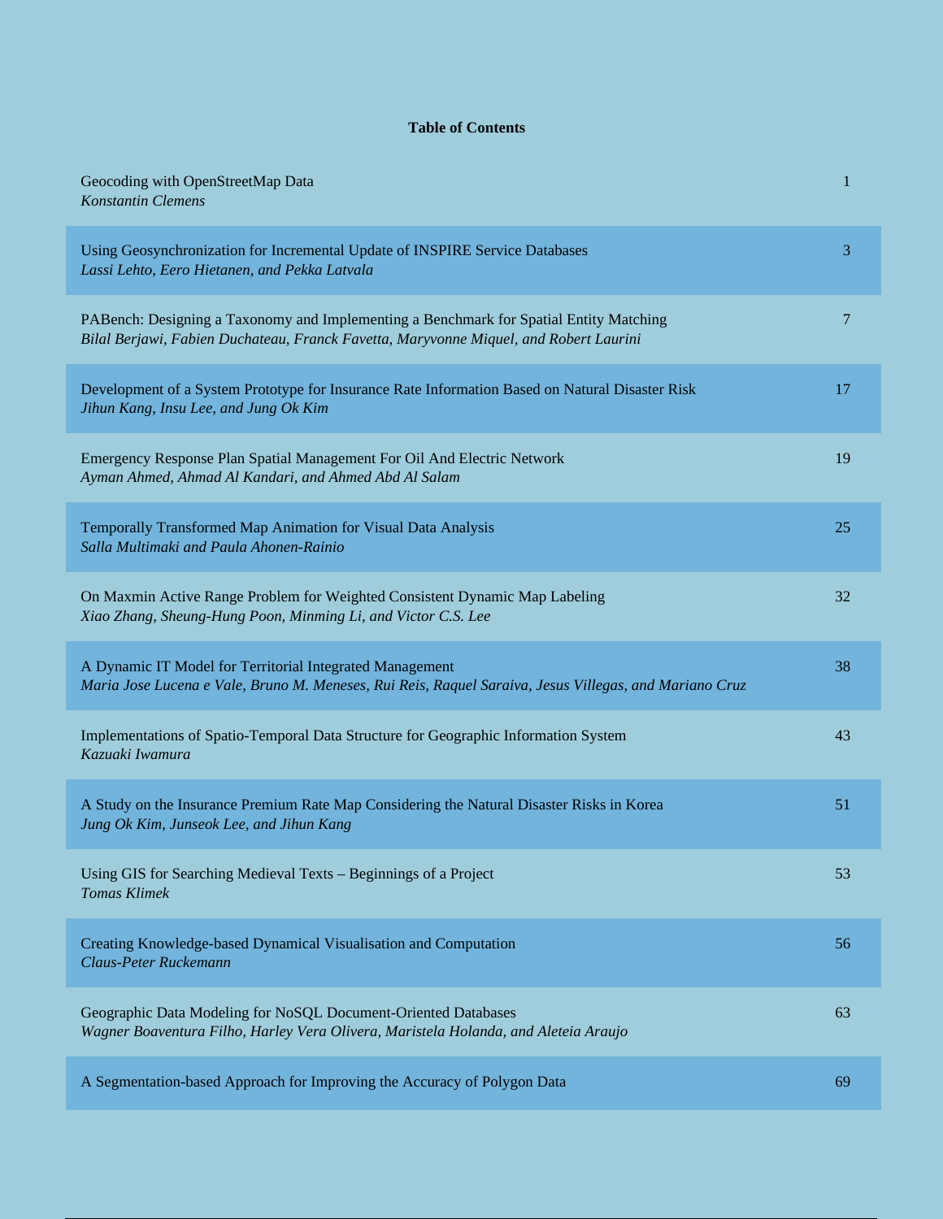**Table of Contents**

| | |
|---|---|
| Geocoding with OpenStreetMap Data<br>*Konstantin Clemens* | 1 |
| Using Geosynchronization for Incremental Update of INSPIRE Service Databases<br>*Lassi Lehto, Eero Hietanen, and Pekka Latvala* | 3 |
| PABench: Designing a Taxonomy and Implementing a Benchmark for Spatial Entity Matching<br>*Bilal Berjawi, Fabien Duchateau, Franck Favetta, Maryvonne Miquel, and Robert Laurini* | 7 |
| Development of a System Prototype for Insurance Rate Information Based on Natural Disaster Risk<br>*Jihun Kang, Insu Lee, and Jung Ok Kim* | 17 |
| Emergency Response Plan Spatial Management For Oil And Electric Network<br>*Ayman Ahmed, Ahmad Al Kandari, and Ahmed Abd Al Salam* | 19 |
| Temporally Transformed Map Animation for Visual Data Analysis<br>*Salla Multimaki and Paula Ahonen-Rainio* | 25 |
| On Maxmin Active Range Problem for Weighted Consistent Dynamic Map Labeling<br>*Xiao Zhang, Sheung-Hung Poon, Minming Li, and Victor C.S. Lee* | 32 |
| A Dynamic IT Model for Territorial Integrated Management<br>*Maria Jose Lucena e Vale, Bruno M. Meneses, Rui Reis, Raquel Saraiva, Jesus Villegas, and Mariano Cruz* | 38 |
| Implementations of Spatio-Temporal Data Structure for Geographic Information System<br>*Kazuaki Iwamura* | 43 |
| A Study on the Insurance Premium Rate Map Considering the Natural Disaster Risks in Korea<br>*Jung Ok Kim, Junseok Lee, and Jihun Kang* | 51 |
| Using GIS for Searching Medieval Texts – Beginnings of a Project<br>*Tomas Klimek* | 53 |
| Creating Knowledge-based Dynamical Visualisation and Computation<br>*Claus-Peter Ruckemann* | 56 |
| Geographic Data Modeling for NoSQL Document-Oriented Databases<br>*Wagner Boaventura Filho, Harley Vera Olivera, Maristela Holanda, and Aleteia Araujo* | 63 |
| A Segmentation-based Approach for Improving the Accuracy of Polygon Data | 69 |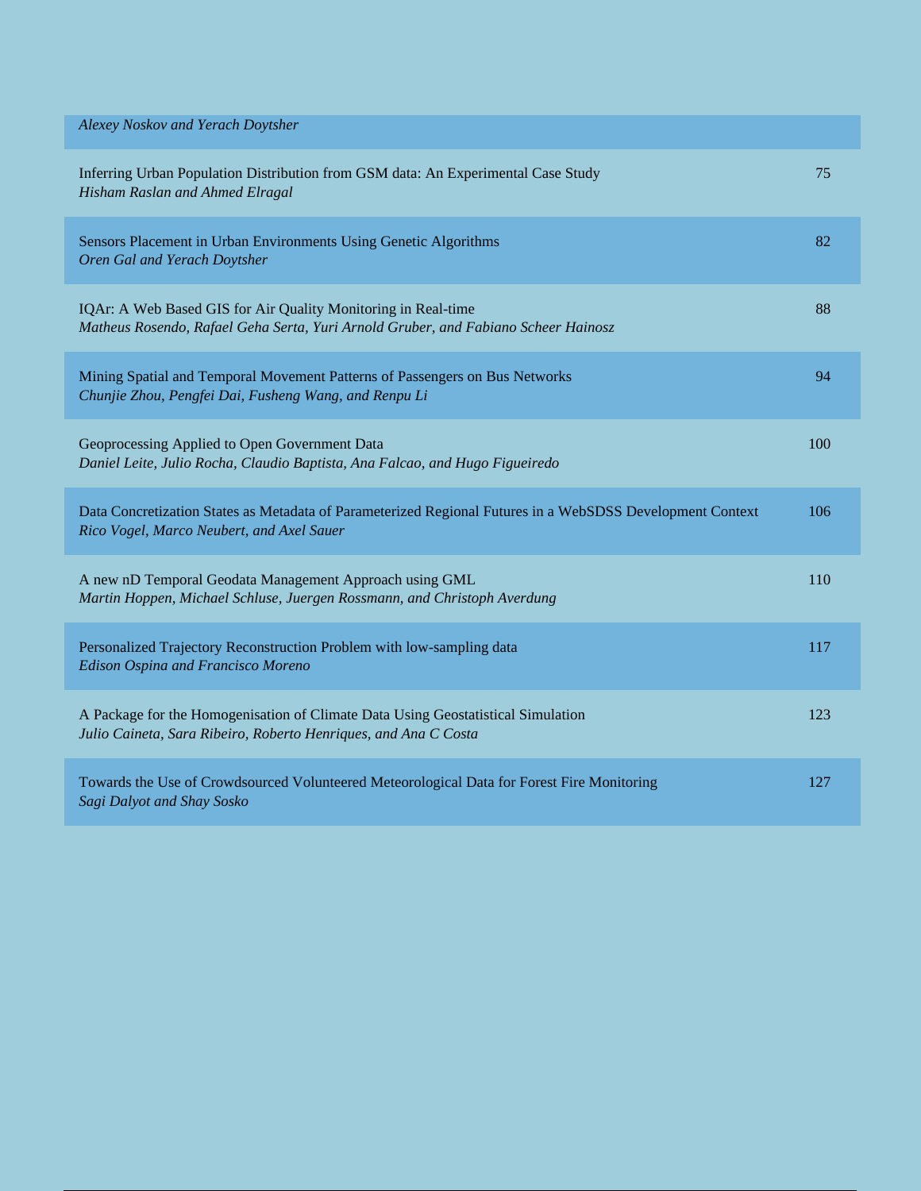*Alexey Noskov and Yerach Doytsher*

Inferring Urban Population Distribution from GSM data: An Experimental Case Study — 75
*Hisham Raslan and Ahmed Elragal*

Sensors Placement in Urban Environments Using Genetic Algorithms — 82
*Oren Gal and Yerach Doytsher*

IQAr: A Web Based GIS for Air Quality Monitoring in Real-time — 88
*Matheus Rosendo, Rafael Geha Serta, Yuri Arnold Gruber, and Fabiano Scheer Hainosz*

Mining Spatial and Temporal Movement Patterns of Passengers on Bus Networks — 94
*Chunjie Zhou, Pengfei Dai, Fusheng Wang, and Renpu Li*

Geoprocessing Applied to Open Government Data — 100
*Daniel Leite, Julio Rocha, Claudio Baptista, Ana Falcao, and Hugo Figueiredo*

Data Concretization States as Metadata of Parameterized Regional Futures in a WebSDSS Development Context — 106
*Rico Vogel, Marco Neubert, and Axel Sauer*

A new nD Temporal Geodata Management Approach using GML — 110
*Martin Hoppen, Michael Schluse, Juergen Rossmann, and Christoph Averdung*

Personalized Trajectory Reconstruction Problem with low-sampling data — 117
*Edison Ospina and Francisco Moreno*

A Package for the Homogenisation of Climate Data Using Geostatistical Simulation — 123
*Julio Caineta, Sara Ribeiro, Roberto Henriques, and Ana C Costa*

Towards the Use of Crowdsourced Volunteered Meteorological Data for Forest Fire Monitoring — 127
*Sagi Dalyot and Shay Sosko*